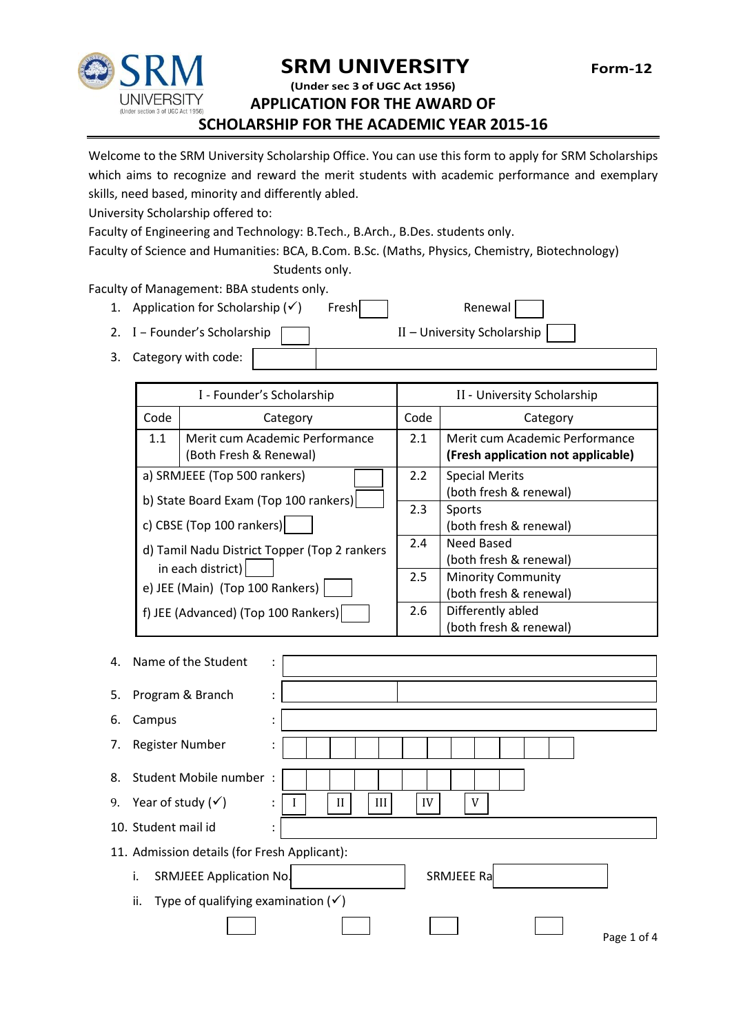# SRM UNIVERSITY

**Form-12**

**(Under sec 3 of UGC Act 1956)**

## APPLICATION FOR THE AWARD OF SCHOLARSHIP FOR THE ACADEMIC YEAR 2015-16

Welcome to the SRM University Scholarship Office. You can use this form to apply for SRM Scholarships which aims to recognize and reward the merit students with academic performance and exemplary skills, need based, minority and differently abled.

University Scholarship offered to:

Faculty of Engineering and Technology: B.Tech., B.Arch., B.Des. students only.

Faculty of Science and Humanities: BCA, B.Com. B.Sc. (Maths, Physics, Chemistry, Biotechnology) Students only.

Faculty of Management: BBA students only.

1. Application for Scholarship (✓)   Fresh ☐   Renewal ☐
2. I – Founder's Scholarship ☐   II – University Scholarship ☐
3. Category with code: ☐ ______________________

| I - Founder's Scholarship | | II - University Scholarship | |
|---|---|---|---|
| Code | Category | Code | Category |
| 1.1 | Merit cum Academic Performance (Both Fresh & Renewal) | 2.1 | Merit cum Academic Performance **(Fresh application not applicable)** |
| a) SRMJEEE (Top 500 rankers) ☐ | | 2.2 | Special Merits (both fresh & renewal) |
| b) State Board Exam (Top 100 rankers) ☐ | | 2.3 | Sports (both fresh & renewal) |
| c) CBSE (Top 100 rankers) ☐ | | 2.4 | Need Based (both fresh & renewal) |
| d) Tamil Nadu District Topper (Top 2 rankers in each district) ☐ | | 2.5 | Minority Community (both fresh & renewal) |
| e) JEE (Main) (Top 100 Rankers) ☐ | | 2.6 | Differently abled (both fresh & renewal) |
| f) JEE (Advanced) (Top 100 Rankers) ☐ | | | |

4. Name of the Student : ______________________
5. Program & Branch : ______________________
6. Campus : ______________________
7. Register Number : ☐☐☐☐☐☐☐☐☐☐☐☐
8. Student Mobile number : ☐☐☐☐☐☐☐☐☐☐
9. Year of study (✓) : I ☐ II ☐ III ☐ IV ☐ V ☐
10. Student mail id : ______________________
11. Admission details (for Fresh Applicant):
    i. SRMJEEE Application No. ______________ SRMJEEE Ra ______________
    ii. Type of qualifying examination (✓)

    ☐ ☐ ☐ ☐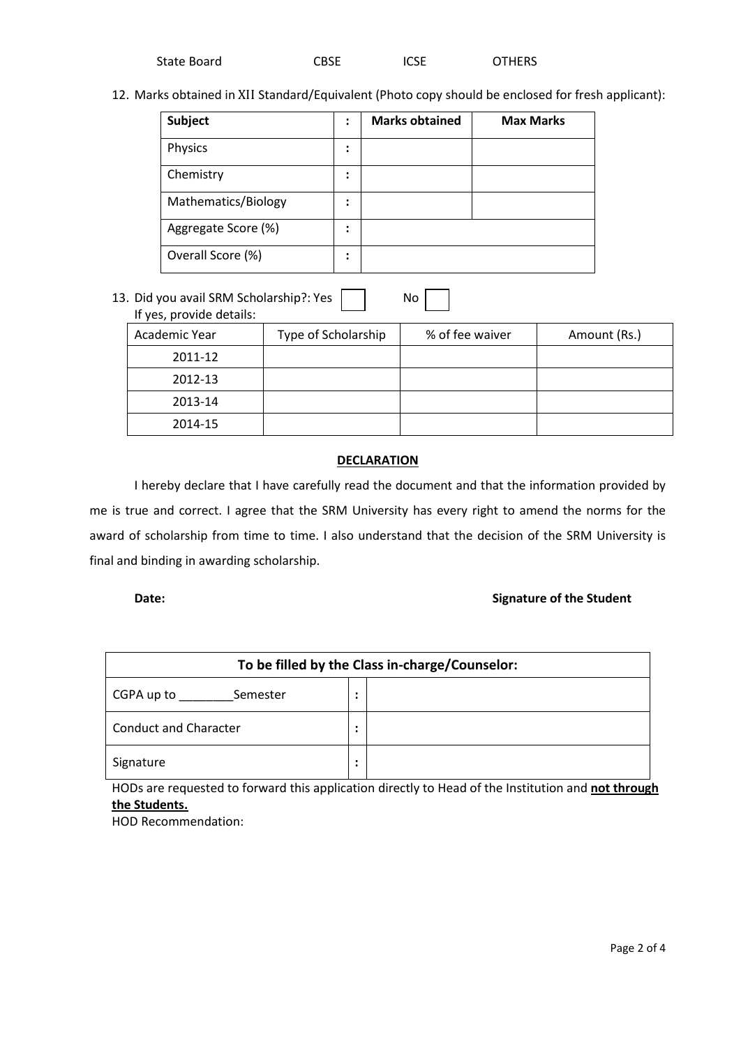State Board CBSE ICSE OTHERS

12. Marks obtained in XII Standard/Equivalent (Photo copy should be enclosed for fresh applicant):

| **Subject** | **:** | **Marks obtained** | **Max Marks** |
|---|---|---|---|
| Physics | : | | |
| Chemistry | : | | |
| Mathematics/Biology | : | | |
| Aggregate Score (%) | : | | |
| Overall Score (%) | : | | |

13. Did you avail SRM Scholarship?: Yes ☐ No ☐
    If yes, provide details:

| Academic Year | Type of Scholarship | % of fee waiver | Amount (Rs.) |
|---|---|---|---|
| 2011-12 | | | |
| 2012-13 | | | |
| 2013-14 | | | |
| 2014-15 | | | |

## **DECLARATION**

I hereby declare that I have carefully read the document and that the information provided by me is true and correct. I agree that the SRM University has every right to amend the norms for the award of scholarship from time to time. I also understand that the decision of the SRM University is final and binding in awarding scholarship.

**Date:** **Signature of the Student**

| **To be filled by the Class in-charge/Counselor:** | | |
|---|---|---|
| CGPA up to ________Semester | : | |
| Conduct and Character | : | |
| Signature | : | |

HODs are requested to forward this application directly to Head of the Institution and **not through the Students.**

HOD Recommendation: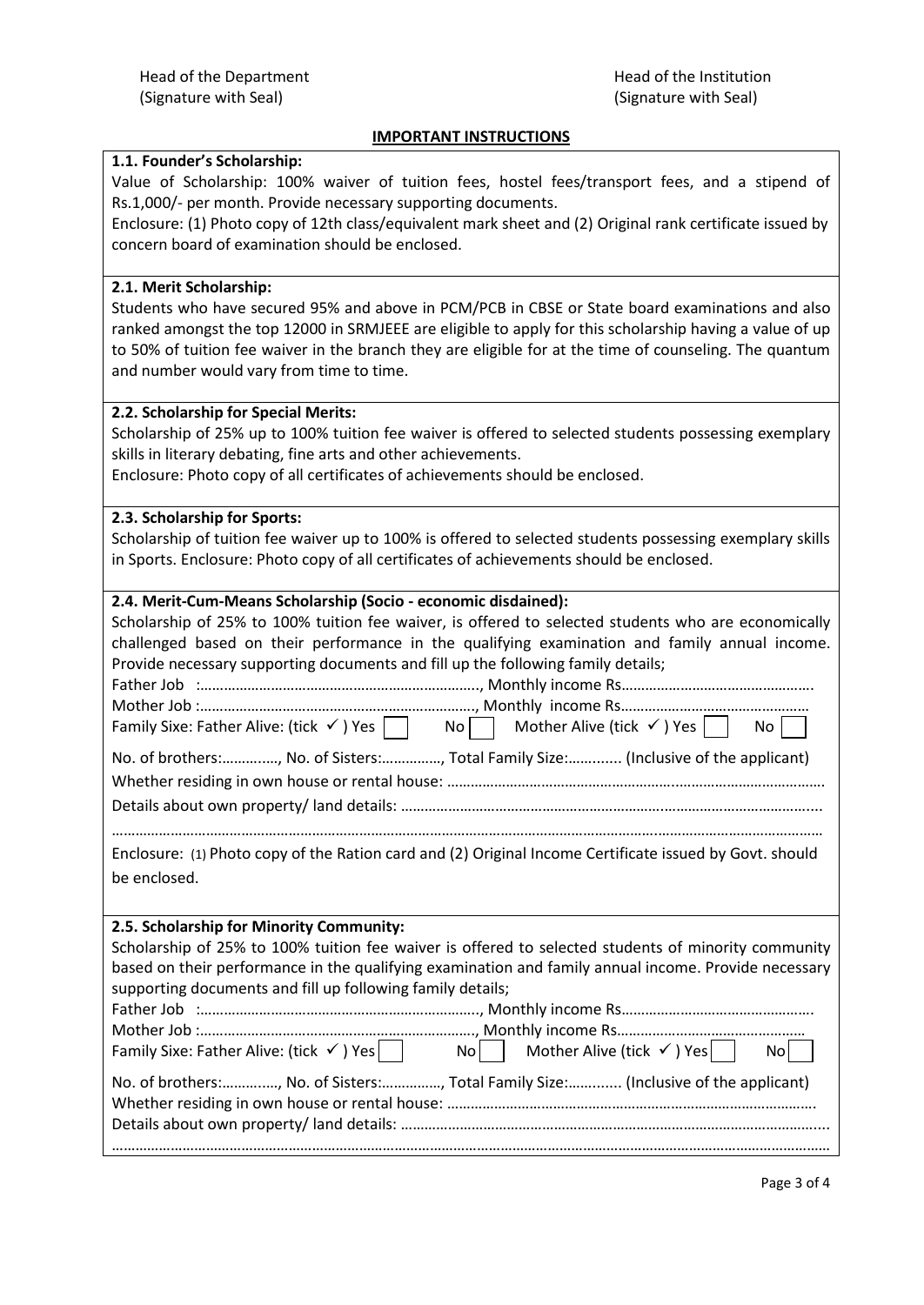Head of the Department
(Signature with Seal)

Head of the Institution
(Signature with Seal)

## IMPORTANT INSTRUCTIONS

**1.1. Founder's Scholarship:**

Value of Scholarship: 100% waiver of tuition fees, hostel fees/transport fees, and a stipend of Rs.1,000/- per month. Provide necessary supporting documents.

Enclosure: (1) Photo copy of 12th class/equivalent mark sheet and (2) Original rank certificate issued by concern board of examination should be enclosed.

**2.1. Merit Scholarship:**

Students who have secured 95% and above in PCM/PCB in CBSE or State board examinations and also ranked amongst the top 12000 in SRMJEEE are eligible to apply for this scholarship having a value of up to 50% of tuition fee waiver in the branch they are eligible for at the time of counseling. The quantum and number would vary from time to time.

**2.2. Scholarship for Special Merits:**

Scholarship of 25% up to 100% tuition fee waiver is offered to selected students possessing exemplary skills in literary debating, fine arts and other achievements.

Enclosure: Photo copy of all certificates of achievements should be enclosed.

**2.3. Scholarship for Sports:**

Scholarship of tuition fee waiver up to 100% is offered to selected students possessing exemplary skills in Sports. Enclosure: Photo copy of all certificates of achievements should be enclosed.

**2.4. Merit-Cum-Means Scholarship (Socio - economic disdained):**

Scholarship of 25% to 100% tuition fee waiver, is offered to selected students who are economically challenged based on their performance in the qualifying examination and family annual income. Provide necessary supporting documents and fill up the following family details;

Father Job :……………………………………………………………., Monthly income Rs………………………………………….

Mother Job :……………………………………………………………, Monthly income Rs…………………………………………

Family Sixe: Father Alive: (tick ✓ ) Yes [ ] No [ ] Mother Alive (tick ✓ ) Yes [ ] No [ ]

No. of brothers:…………., No. of Sisters:……………, Total Family Size:…………. (Inclusive of the applicant)

Whether residing in own house or rental house: ……………………………………………………………………………………

Details about own property/ land details: ……………………………………………………………………………………………

……………………………………………………………………………………………………………………………………………………

Enclosure: (1) Photo copy of the Ration card and (2) Original Income Certificate issued by Govt. should be enclosed.

**2.5. Scholarship for Minority Community:**

Scholarship of 25% to 100% tuition fee waiver is offered to selected students of minority community based on their performance in the qualifying examination and family annual income. Provide necessary supporting documents and fill up following family details;

Father Job :……………………………………………………………., Monthly income Rs………………………………………….

Mother Job :……………………………………………………………, Monthly income Rs…………………………………………

Family Sixe: Father Alive: (tick ✓ ) Yes [ ] No [ ] Mother Alive (tick ✓ ) Yes [ ] No [ ]

No. of brothers:…………., No. of Sisters:……………, Total Family Size:…………. (Inclusive of the applicant)

Whether residing in own house or rental house: ……………………………………………………………………………………

Details about own property/ land details: ……………………………………………………………………………………………

……………………………………………………………………………………………………………………………………………………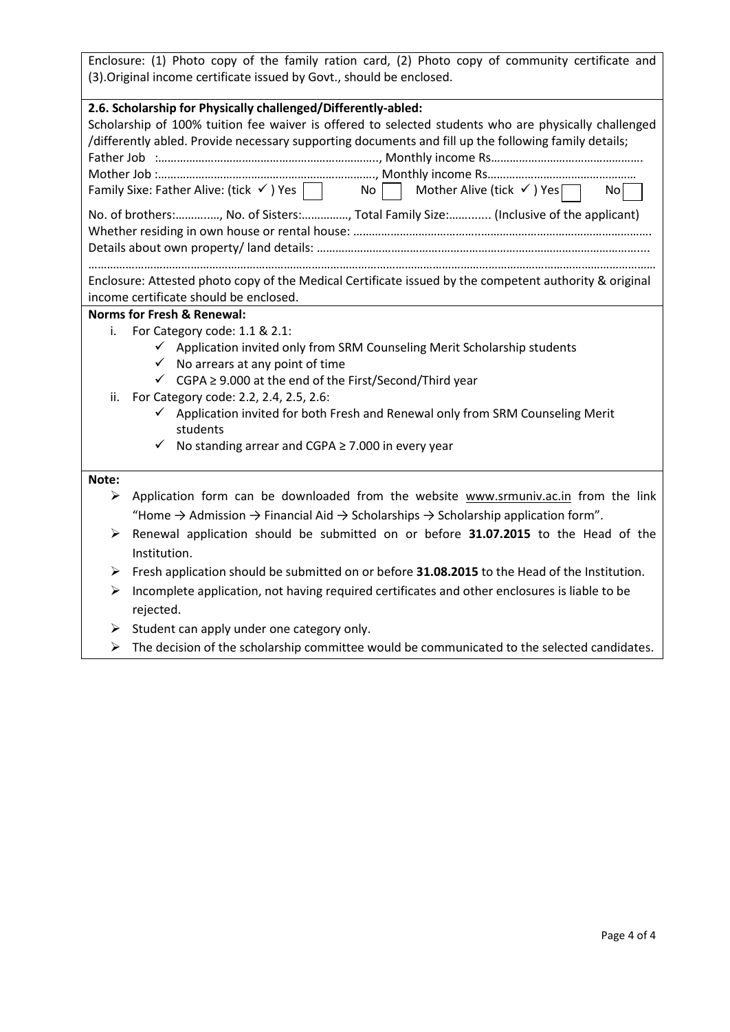Enclosure: (1) Photo copy of the family ration card, (2) Photo copy of community certificate and (3).Original income certificate issued by Govt., should be enclosed.

**2.6. Scholarship for Physically challenged/Differently-abled:**

Scholarship of 100% tuition fee waiver is offered to selected students who are physically challenged /differently abled. Provide necessary supporting documents and fill up the following family details;

Father Job :………………………………………………………………, Monthly income Rs………………………………………….

Mother Job :……………………………………………………………., Monthly income Rs………………………………………..

Family Sixe: Father Alive: (tick ✓ ) Yes ☐ No ☐ Mother Alive (tick ✓ ) Yes ☐ No ☐

No. of brothers:………….., No. of Sisters:……………, Total Family Size:…......... (Inclusive of the applicant)

Whether residing in own house or rental house: ……………………………………………………………………………….

Details about own property/ land details: …………………………………………………………………………………….....

……………………………………………………………………………………………………………………………………………………

Enclosure: Attested photo copy of the Medical Certificate issued by the competent authority & original income certificate should be enclosed.

**Norms for Fresh & Renewal:**

i. For Category code: 1.1 & 2.1:
   - ✓ Application invited only from SRM Counseling Merit Scholarship students
   - ✓ No arrears at any point of time
   - ✓ CGPA ≥ 9.000 at the end of the First/Second/Third year

ii. For Category code: 2.2, 2.4, 2.5, 2.6:
   - ✓ Application invited for both Fresh and Renewal only from SRM Counseling Merit students
   - ✓ No standing arrear and CGPA ≥ 7.000 in every year

**Note:**

- Application form can be downloaded from the website www.srmuniv.ac.in from the link "Home → Admission → Financial Aid → Scholarships → Scholarship application form".
- Renewal application should be submitted on or before **31.07.2015** to the Head of the Institution.
- Fresh application should be submitted on or before **31.08.2015** to the Head of the Institution.
- Incomplete application, not having required certificates and other enclosures is liable to be rejected.
- Student can apply under one category only.
- The decision of the scholarship committee would be communicated to the selected candidates.